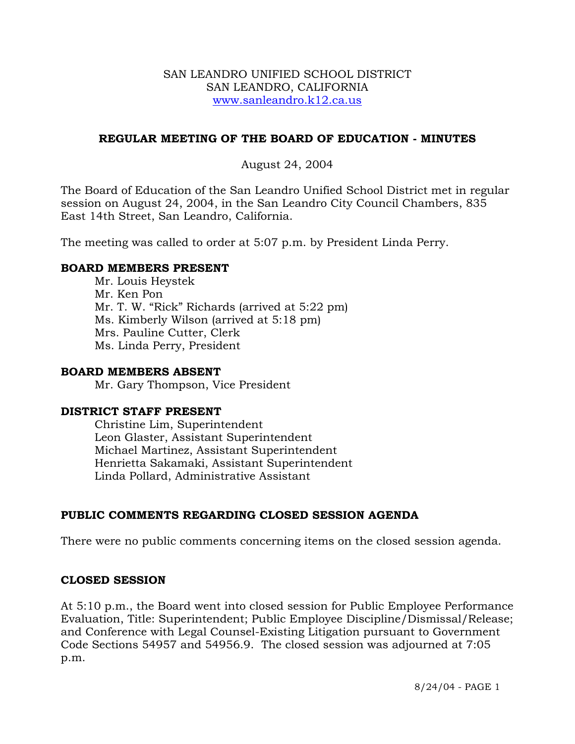SAN LEANDRO UNIFIED SCHOOL DISTRICT
SAN LEANDRO, CALIFORNIA
www.sanleandro.k12.ca.us

# REGULAR MEETING OF THE BOARD OF EDUCATION - MINUTES

August 24, 2004

The Board of Education of the San Leandro Unified School District met in regular session on August 24, 2004, in the San Leandro City Council Chambers, 835 East 14th Street, San Leandro, California.

The meeting was called to order at 5:07 p.m. by President Linda Perry.

## BOARD MEMBERS PRESENT

Mr. Louis Heystek
Mr. Ken Pon
Mr. T. W. "Rick" Richards (arrived at 5:22 pm)
Ms. Kimberly Wilson (arrived at 5:18 pm)
Mrs. Pauline Cutter, Clerk
Ms. Linda Perry, President

## BOARD MEMBERS ABSENT

Mr. Gary Thompson, Vice President

## DISTRICT STAFF PRESENT

Christine Lim, Superintendent
Leon Glaster, Assistant Superintendent
Michael Martinez, Assistant Superintendent
Henrietta Sakamaki, Assistant Superintendent
Linda Pollard, Administrative Assistant

## PUBLIC COMMENTS REGARDING CLOSED SESSION AGENDA

There were no public comments concerning items on the closed session agenda.

## CLOSED SESSION

At 5:10 p.m., the Board went into closed session for Public Employee Performance Evaluation, Title: Superintendent; Public Employee Discipline/Dismissal/Release; and Conference with Legal Counsel-Existing Litigation pursuant to Government Code Sections 54957 and 54956.9. The closed session was adjourned at 7:05 p.m.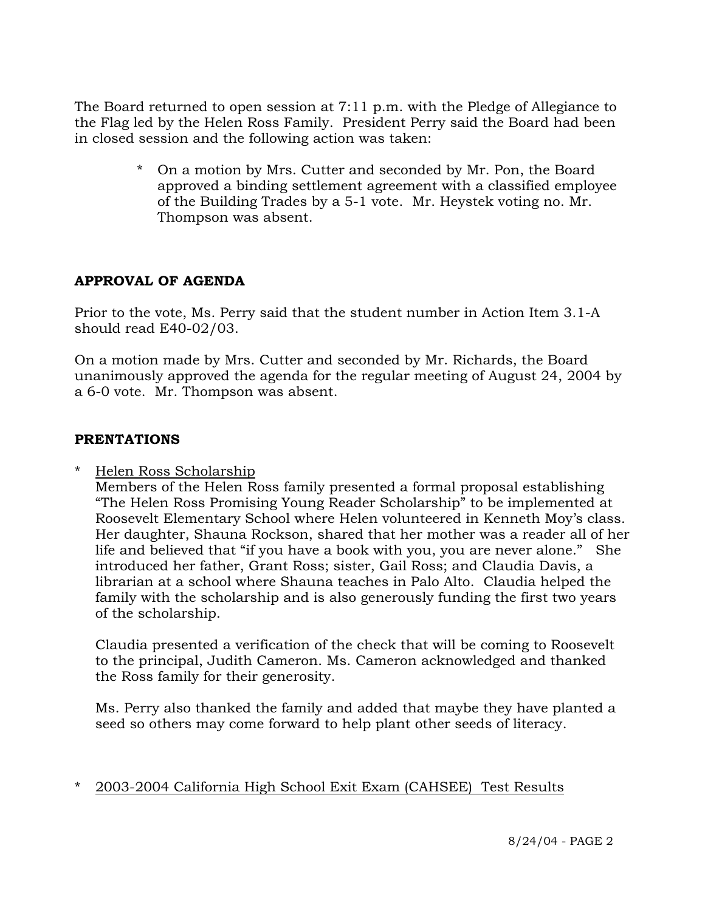The Board returned to open session at 7:11 p.m. with the Pledge of Allegiance to the Flag led by the Helen Ross Family. President Perry said the Board had been in closed session and the following action was taken:

- On a motion by Mrs. Cutter and seconded by Mr. Pon, the Board approved a binding settlement agreement with a classified employee of the Building Trades by a 5-1 vote. Mr. Heystek voting no. Mr. Thompson was absent.

**APPROVAL OF AGENDA**

Prior to the vote, Ms. Perry said that the student number in Action Item 3.1-A should read E40-02/03.

On a motion made by Mrs. Cutter and seconded by Mr. Richards, the Board unanimously approved the agenda for the regular meeting of August 24, 2004 by a 6-0 vote. Mr. Thompson was absent.

**PRENTATIONS**

- Helen Ross Scholarship

  Members of the Helen Ross family presented a formal proposal establishing "The Helen Ross Promising Young Reader Scholarship" to be implemented at Roosevelt Elementary School where Helen volunteered in Kenneth Moy's class. Her daughter, Shauna Rockson, shared that her mother was a reader all of her life and believed that "if you have a book with you, you are never alone." She introduced her father, Grant Ross; sister, Gail Ross; and Claudia Davis, a librarian at a school where Shauna teaches in Palo Alto. Claudia helped the family with the scholarship and is also generously funding the first two years of the scholarship.

  Claudia presented a verification of the check that will be coming to Roosevelt to the principal, Judith Cameron. Ms. Cameron acknowledged and thanked the Ross family for their generosity.

  Ms. Perry also thanked the family and added that maybe they have planted a seed so others may come forward to help plant other seeds of literacy.

- 2003-2004 California High School Exit Exam (CAHSEE) Test Results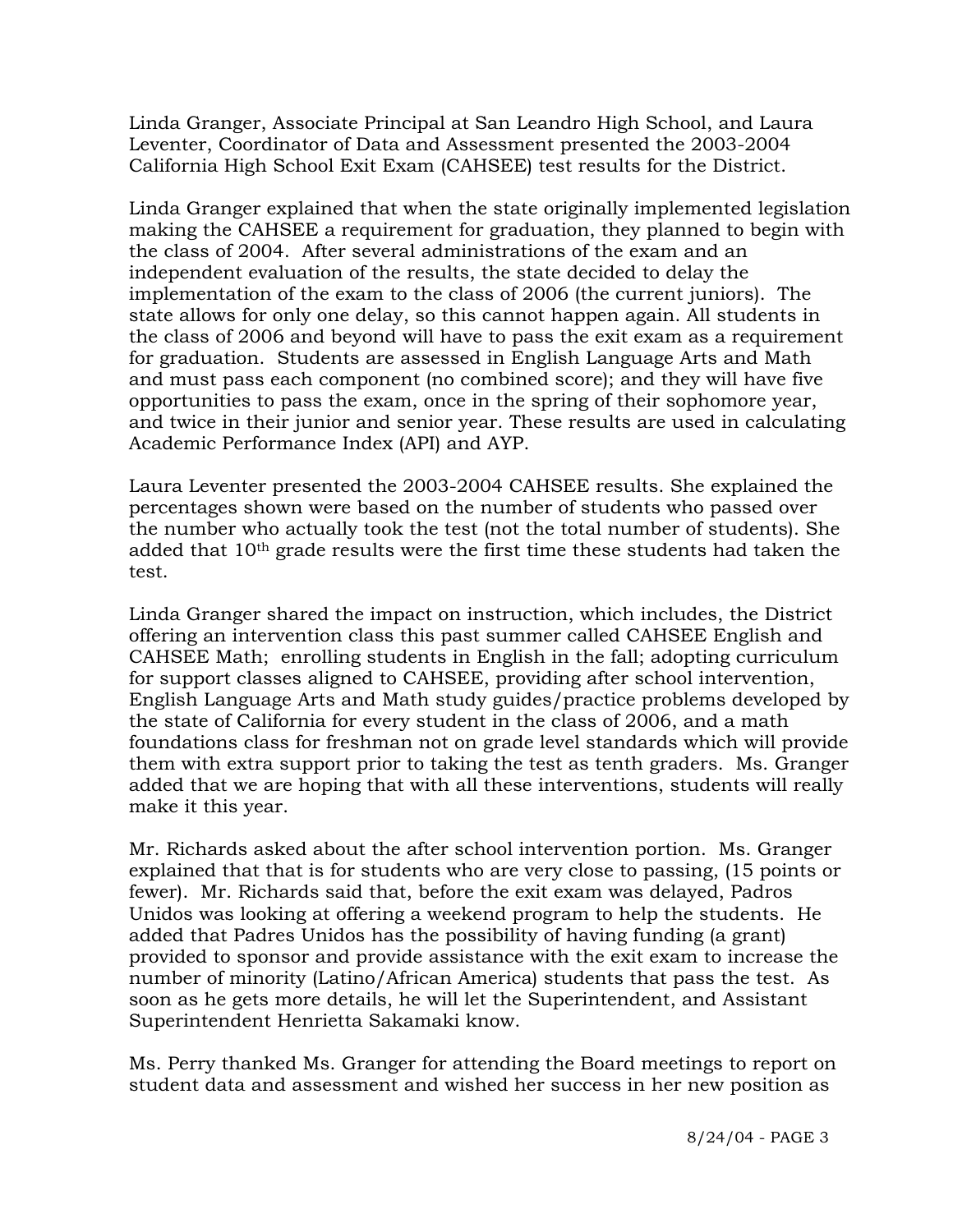Linda Granger, Associate Principal at San Leandro High School, and Laura Leventer, Coordinator of Data and Assessment presented the 2003-2004 California High School Exit Exam (CAHSEE) test results for the District.

Linda Granger explained that when the state originally implemented legislation making the CAHSEE a requirement for graduation, they planned to begin with the class of 2004. After several administrations of the exam and an independent evaluation of the results, the state decided to delay the implementation of the exam to the class of 2006 (the current juniors). The state allows for only one delay, so this cannot happen again. All students in the class of 2006 and beyond will have to pass the exit exam as a requirement for graduation. Students are assessed in English Language Arts and Math and must pass each component (no combined score); and they will have five opportunities to pass the exam, once in the spring of their sophomore year, and twice in their junior and senior year. These results are used in calculating Academic Performance Index (API) and AYP.

Laura Leventer presented the 2003-2004 CAHSEE results. She explained the percentages shown were based on the number of students who passed over the number who actually took the test (not the total number of students). She added that 10th grade results were the first time these students had taken the test.

Linda Granger shared the impact on instruction, which includes, the District offering an intervention class this past summer called CAHSEE English and CAHSEE Math; enrolling students in English in the fall; adopting curriculum for support classes aligned to CAHSEE, providing after school intervention, English Language Arts and Math study guides/practice problems developed by the state of California for every student in the class of 2006, and a math foundations class for freshman not on grade level standards which will provide them with extra support prior to taking the test as tenth graders. Ms. Granger added that we are hoping that with all these interventions, students will really make it this year.

Mr. Richards asked about the after school intervention portion. Ms. Granger explained that that is for students who are very close to passing, (15 points or fewer). Mr. Richards said that, before the exit exam was delayed, Padros Unidos was looking at offering a weekend program to help the students. He added that Padres Unidos has the possibility of having funding (a grant) provided to sponsor and provide assistance with the exit exam to increase the number of minority (Latino/African America) students that pass the test. As soon as he gets more details, he will let the Superintendent, and Assistant Superintendent Henrietta Sakamaki know.

Ms. Perry thanked Ms. Granger for attending the Board meetings to report on student data and assessment and wished her success in her new position as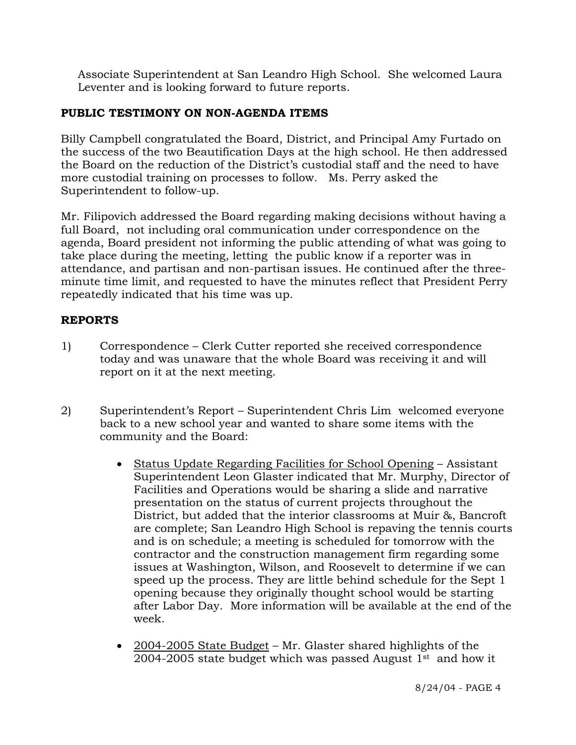Associate Superintendent at San Leandro High School. She welcomed Laura Leventer and is looking forward to future reports.

**PUBLIC TESTIMONY ON NON-AGENDA ITEMS**

Billy Campbell congratulated the Board, District, and Principal Amy Furtado on the success of the two Beautification Days at the high school. He then addressed the Board on the reduction of the District's custodial staff and the need to have more custodial training on processes to follow. Ms. Perry asked the Superintendent to follow-up.

Mr. Filipovich addressed the Board regarding making decisions without having a full Board, not including oral communication under correspondence on the agenda, Board president not informing the public attending of what was going to take place during the meeting, letting the public know if a reporter was in attendance, and partisan and non-partisan issues. He continued after the three-minute time limit, and requested to have the minutes reflect that President Perry repeatedly indicated that his time was up.

**REPORTS**

1) Correspondence – Clerk Cutter reported she received correspondence today and was unaware that the whole Board was receiving it and will report on it at the next meeting.

2) Superintendent's Report – Superintendent Chris Lim welcomed everyone back to a new school year and wanted to share some items with the community and the Board:

   - Status Update Regarding Facilities for School Opening – Assistant Superintendent Leon Glaster indicated that Mr. Murphy, Director of Facilities and Operations would be sharing a slide and narrative presentation on the status of current projects throughout the District, but added that the interior classrooms at Muir &, Bancroft are complete; San Leandro High School is repaving the tennis courts and is on schedule; a meeting is scheduled for tomorrow with the contractor and the construction management firm regarding some issues at Washington, Wilson, and Roosevelt to determine if we can speed up the process. They are little behind schedule for the Sept 1 opening because they originally thought school would be starting after Labor Day. More information will be available at the end of the week.

   - 2004-2005 State Budget – Mr. Glaster shared highlights of the 2004-2005 state budget which was passed August 1st and how it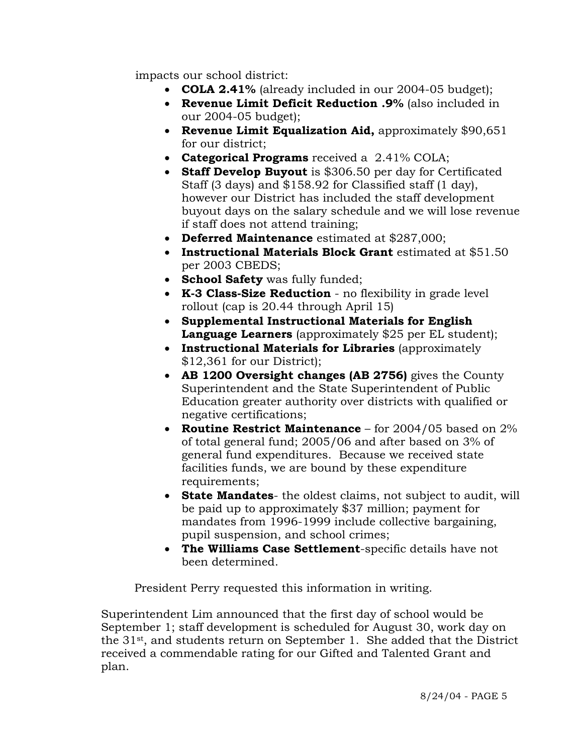impacts our school district:

- **COLA 2.41%** (already included in our 2004-05 budget);
- **Revenue Limit Deficit Reduction .9%** (also included in our 2004-05 budget);
- **Revenue Limit Equalization Aid,** approximately $90,651 for our district;
- **Categorical Programs** received a 2.41% COLA;
- **Staff Develop Buyout** is $306.50 per day for Certificated Staff (3 days) and $158.92 for Classified staff (1 day), however our District has included the staff development buyout days on the salary schedule and we will lose revenue if staff does not attend training;
- **Deferred Maintenance** estimated at $287,000;
- **Instructional Materials Block Grant** estimated at $51.50 per 2003 CBEDS;
- **School Safety** was fully funded;
- **K-3 Class-Size Reduction** - no flexibility in grade level rollout (cap is 20.44 through April 15)
- **Supplemental Instructional Materials for English Language Learners** (approximately $25 per EL student);
- **Instructional Materials for Libraries** (approximately $12,361 for our District);
- **AB 1200 Oversight changes (AB 2756)** gives the County Superintendent and the State Superintendent of Public Education greater authority over districts with qualified or negative certifications;
- **Routine Restrict Maintenance** – for 2004/05 based on 2% of total general fund; 2005/06 and after based on 3% of general fund expenditures. Because we received state facilities funds, we are bound by these expenditure requirements;
- **State Mandates**- the oldest claims, not subject to audit, will be paid up to approximately $37 million; payment for mandates from 1996-1999 include collective bargaining, pupil suspension, and school crimes;
- **The Williams Case Settlement**-specific details have not been determined.

President Perry requested this information in writing.

Superintendent Lim announced that the first day of school would be September 1; staff development is scheduled for August 30, work day on the 31st, and students return on September 1. She added that the District received a commendable rating for our Gifted and Talented Grant and plan.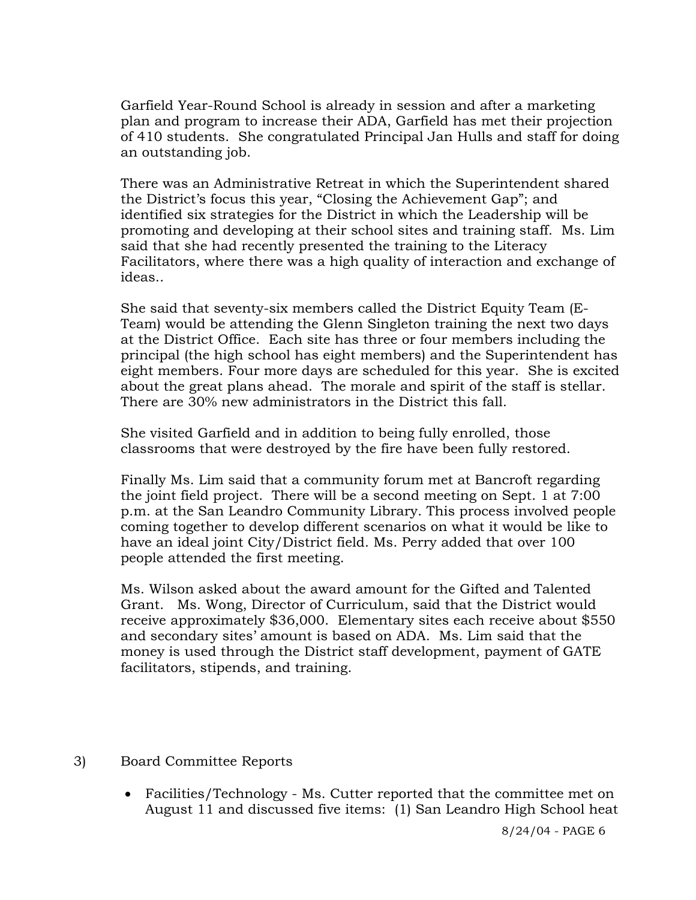Garfield Year-Round School is already in session and after a marketing plan and program to increase their ADA, Garfield has met their projection of 410 students. She congratulated Principal Jan Hulls and staff for doing an outstanding job.

There was an Administrative Retreat in which the Superintendent shared the District's focus this year, "Closing the Achievement Gap"; and identified six strategies for the District in which the Leadership will be promoting and developing at their school sites and training staff. Ms. Lim said that she had recently presented the training to the Literacy Facilitators, where there was a high quality of interaction and exchange of ideas..

She said that seventy-six members called the District Equity Team (E-Team) would be attending the Glenn Singleton training the next two days at the District Office. Each site has three or four members including the principal (the high school has eight members) and the Superintendent has eight members. Four more days are scheduled for this year. She is excited about the great plans ahead. The morale and spirit of the staff is stellar. There are 30% new administrators in the District this fall.

She visited Garfield and in addition to being fully enrolled, those classrooms that were destroyed by the fire have been fully restored.

Finally Ms. Lim said that a community forum met at Bancroft regarding the joint field project. There will be a second meeting on Sept. 1 at 7:00 p.m. at the San Leandro Community Library. This process involved people coming together to develop different scenarios on what it would be like to have an ideal joint City/District field. Ms. Perry added that over 100 people attended the first meeting.

Ms. Wilson asked about the award amount for the Gifted and Talented Grant. Ms. Wong, Director of Curriculum, said that the District would receive approximately $36,000. Elementary sites each receive about $550 and secondary sites' amount is based on ADA. Ms. Lim said that the money is used through the District staff development, payment of GATE facilitators, stipends, and training.

3) Board Committee Reports

- Facilities/Technology - Ms. Cutter reported that the committee met on August 11 and discussed five items: (1) San Leandro High School heat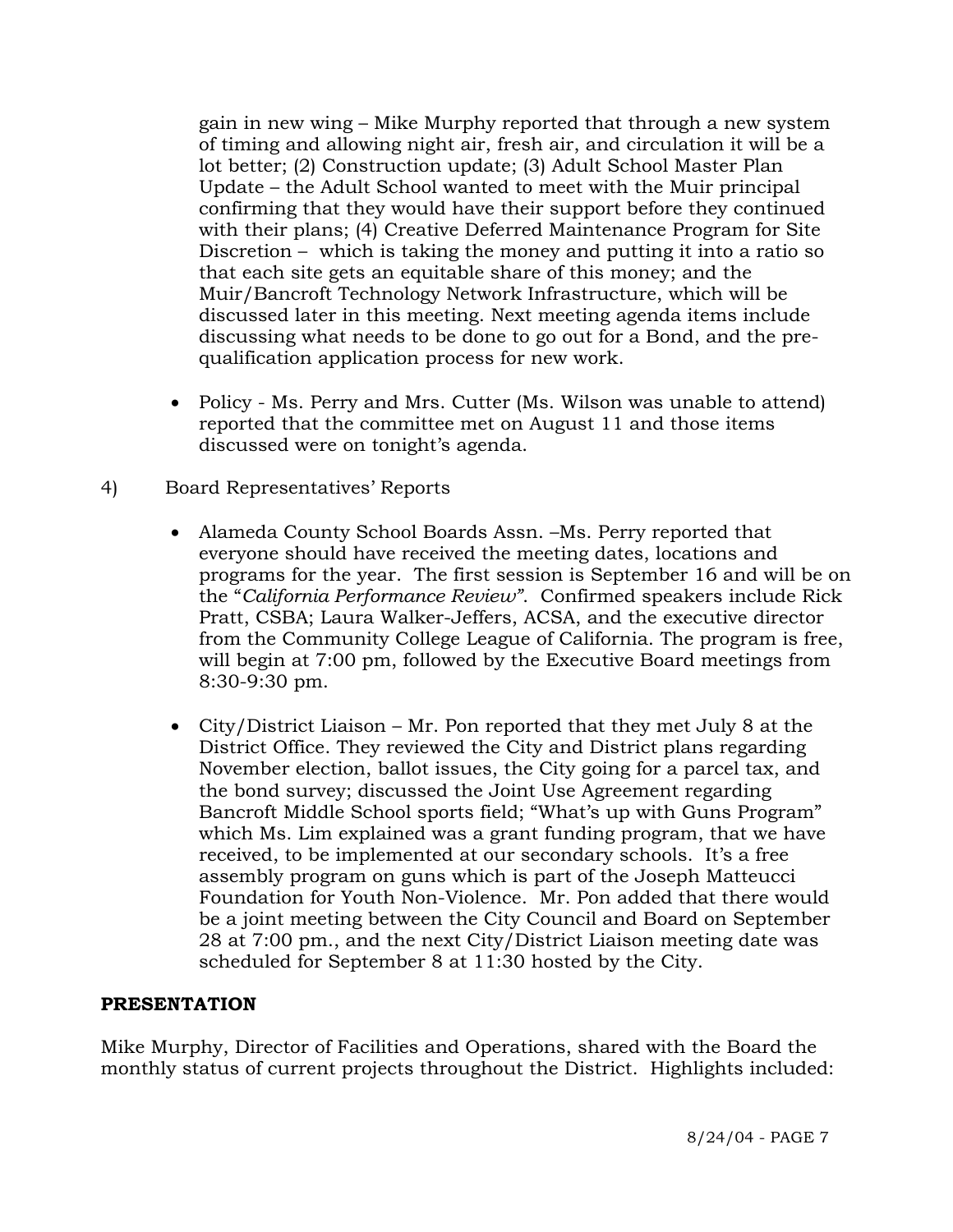gain in new wing – Mike Murphy reported that through a new system of timing and allowing night air, fresh air, and circulation it will be a lot better; (2) Construction update; (3) Adult School Master Plan Update – the Adult School wanted to meet with the Muir principal confirming that they would have their support before they continued with their plans; (4) Creative Deferred Maintenance Program for Site Discretion – which is taking the money and putting it into a ratio so that each site gets an equitable share of this money; and the Muir/Bancroft Technology Network Infrastructure, which will be discussed later in this meeting. Next meeting agenda items include discussing what needs to be done to go out for a Bond, and the pre-qualification application process for new work.

- Policy - Ms. Perry and Mrs. Cutter (Ms. Wilson was unable to attend) reported that the committee met on August 11 and those items discussed were on tonight's agenda.

4) Board Representatives' Reports

- Alameda County School Boards Assn. –Ms. Perry reported that everyone should have received the meeting dates, locations and programs for the year. The first session is September 16 and will be on the "*California Performance Review*". Confirmed speakers include Rick Pratt, CSBA; Laura Walker-Jeffers, ACSA, and the executive director from the Community College League of California. The program is free, will begin at 7:00 pm, followed by the Executive Board meetings from 8:30-9:30 pm.

- City/District Liaison – Mr. Pon reported that they met July 8 at the District Office. They reviewed the City and District plans regarding November election, ballot issues, the City going for a parcel tax, and the bond survey; discussed the Joint Use Agreement regarding Bancroft Middle School sports field; "What's up with Guns Program" which Ms. Lim explained was a grant funding program, that we have received, to be implemented at our secondary schools. It's a free assembly program on guns which is part of the Joseph Matteucci Foundation for Youth Non-Violence. Mr. Pon added that there would be a joint meeting between the City Council and Board on September 28 at 7:00 pm., and the next City/District Liaison meeting date was scheduled for September 8 at 11:30 hosted by the City.

**PRESENTATION**

Mike Murphy, Director of Facilities and Operations, shared with the Board the monthly status of current projects throughout the District. Highlights included: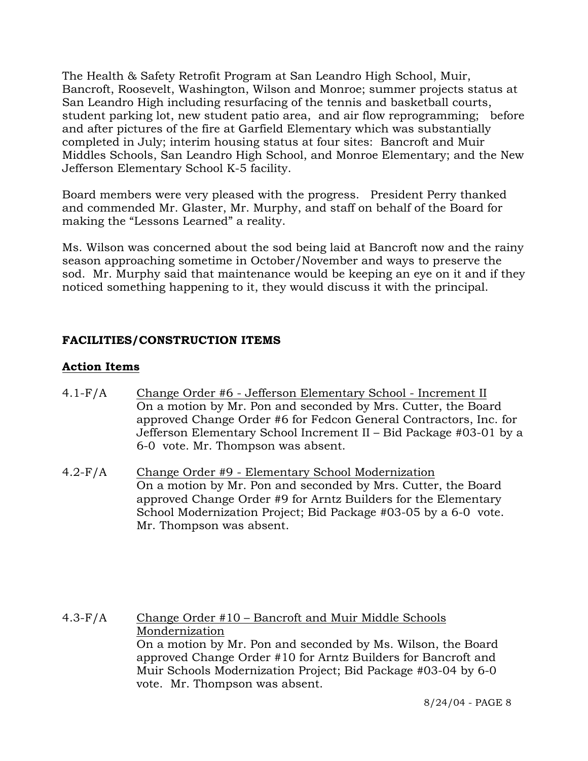The Health & Safety Retrofit Program at San Leandro High School, Muir, Bancroft, Roosevelt, Washington, Wilson and Monroe; summer projects status at San Leandro High including resurfacing of the tennis and basketball courts, student parking lot, new student patio area, and air flow reprogramming; before and after pictures of the fire at Garfield Elementary which was substantially completed in July; interim housing status at four sites: Bancroft and Muir Middles Schools, San Leandro High School, and Monroe Elementary; and the New Jefferson Elementary School K-5 facility.

Board members were very pleased with the progress. President Perry thanked and commended Mr. Glaster, Mr. Murphy, and staff on behalf of the Board for making the "Lessons Learned" a reality.

Ms. Wilson was concerned about the sod being laid at Bancroft now and the rainy season approaching sometime in October/November and ways to preserve the sod. Mr. Murphy said that maintenance would be keeping an eye on it and if they noticed something happening to it, they would discuss it with the principal.

## FACILITIES/CONSTRUCTION ITEMS

### Action Items

4.1-F/A Change Order #6 - Jefferson Elementary School - Increment II
On a motion by Mr. Pon and seconded by Mrs. Cutter, the Board approved Change Order #6 for Fedcon General Contractors, Inc. for Jefferson Elementary School Increment II – Bid Package #03-01 by a 6-0 vote. Mr. Thompson was absent.

4.2-F/A Change Order #9 - Elementary School Modernization
On a motion by Mr. Pon and seconded by Mrs. Cutter, the Board approved Change Order #9 for Arntz Builders for the Elementary School Modernization Project; Bid Package #03-05 by a 6-0 vote. Mr. Thompson was absent.

4.3-F/A Change Order #10 – Bancroft and Muir Middle Schools Mondernization
On a motion by Mr. Pon and seconded by Ms. Wilson, the Board approved Change Order #10 for Arntz Builders for Bancroft and Muir Schools Modernization Project; Bid Package #03-04 by 6-0 vote. Mr. Thompson was absent.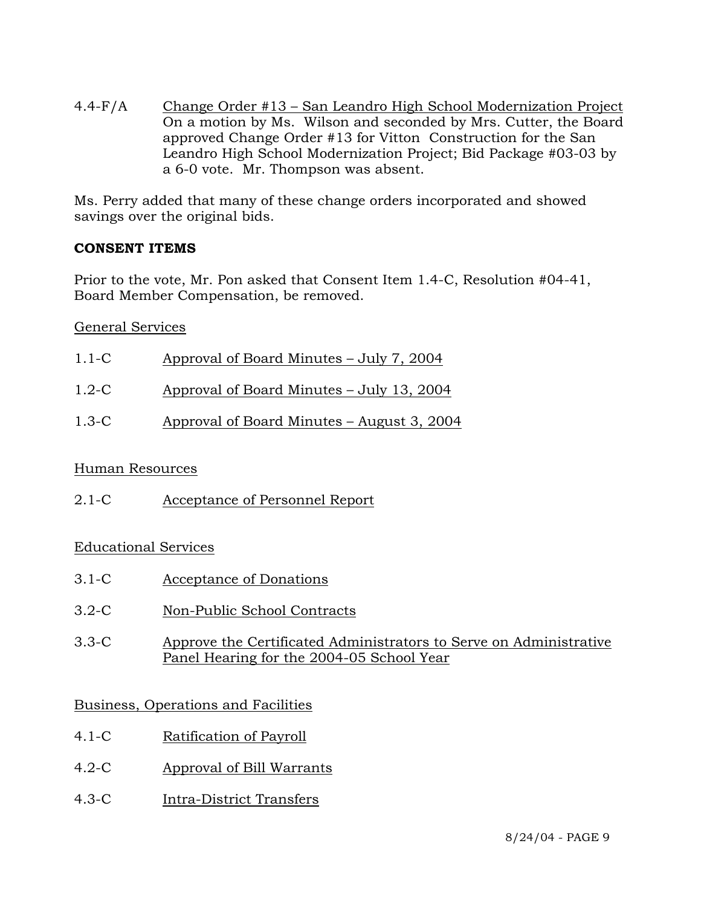4.4-F/A Change Order #13 – San Leandro High School Modernization Project
On a motion by Ms. Wilson and seconded by Mrs. Cutter, the Board approved Change Order #13 for Vitton Construction for the San Leandro High School Modernization Project; Bid Package #03-03 by a 6-0 vote. Mr. Thompson was absent.

Ms. Perry added that many of these change orders incorporated and showed savings over the original bids.

**CONSENT ITEMS**

Prior to the vote, Mr. Pon asked that Consent Item 1.4-C, Resolution #04-41, Board Member Compensation, be removed.

General Services

1.1-C Approval of Board Minutes – July 7, 2004

1.2-C Approval of Board Minutes – July 13, 2004

1.3-C Approval of Board Minutes – August 3, 2004

Human Resources

2.1-C Acceptance of Personnel Report

Educational Services

3.1-C Acceptance of Donations

3.2-C Non-Public School Contracts

3.3-C Approve the Certificated Administrators to Serve on Administrative Panel Hearing for the 2004-05 School Year

Business, Operations and Facilities

4.1-C Ratification of Payroll

4.2-C Approval of Bill Warrants

4.3-C Intra-District Transfers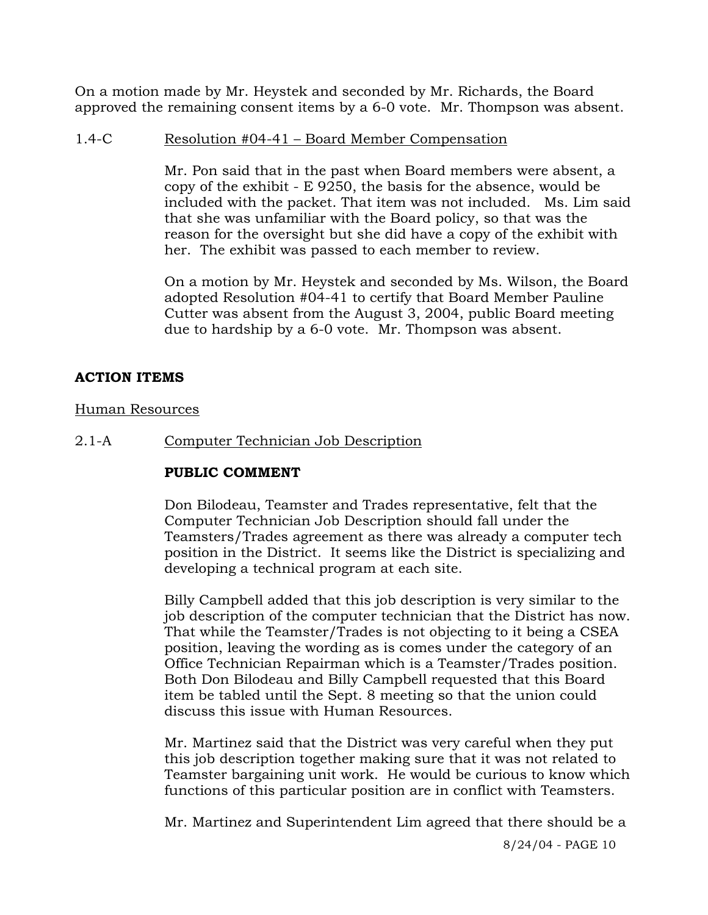On a motion made by Mr. Heystek and seconded by Mr. Richards, the Board approved the remaining consent items by a 6-0 vote. Mr. Thompson was absent.

1.4-C Resolution #04-41 – Board Member Compensation

Mr. Pon said that in the past when Board members were absent, a copy of the exhibit - E 9250, the basis for the absence, would be included with the packet. That item was not included. Ms. Lim said that she was unfamiliar with the Board policy, so that was the reason for the oversight but she did have a copy of the exhibit with her. The exhibit was passed to each member to review.

On a motion by Mr. Heystek and seconded by Ms. Wilson, the Board adopted Resolution #04-41 to certify that Board Member Pauline Cutter was absent from the August 3, 2004, public Board meeting due to hardship by a 6-0 vote. Mr. Thompson was absent.

**ACTION ITEMS**

Human Resources

2.1-A Computer Technician Job Description

**PUBLIC COMMENT**

Don Bilodeau, Teamster and Trades representative, felt that the Computer Technician Job Description should fall under the Teamsters/Trades agreement as there was already a computer tech position in the District. It seems like the District is specializing and developing a technical program at each site.

Billy Campbell added that this job description is very similar to the job description of the computer technician that the District has now. That while the Teamster/Trades is not objecting to it being a CSEA position, leaving the wording as is comes under the category of an Office Technician Repairman which is a Teamster/Trades position. Both Don Bilodeau and Billy Campbell requested that this Board item be tabled until the Sept. 8 meeting so that the union could discuss this issue with Human Resources.

Mr. Martinez said that the District was very careful when they put this job description together making sure that it was not related to Teamster bargaining unit work. He would be curious to know which functions of this particular position are in conflict with Teamsters.

Mr. Martinez and Superintendent Lim agreed that there should be a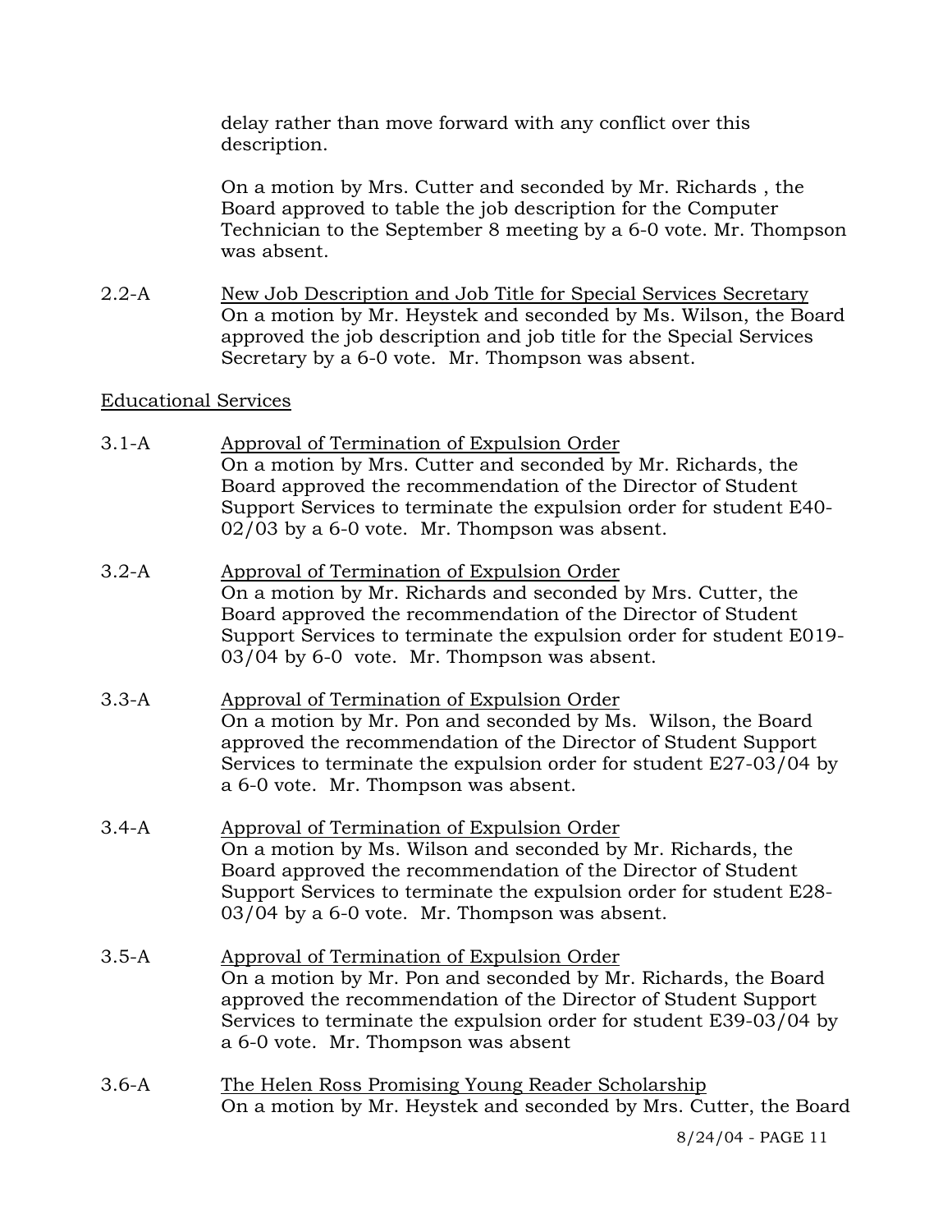delay rather than move forward with any conflict over this description.

On a motion by Mrs. Cutter and seconded by Mr. Richards , the Board approved to table the job description for the Computer Technician to the September 8 meeting by a 6-0 vote. Mr. Thompson was absent.

2.2-A New Job Description and Job Title for Special Services Secretary
On a motion by Mr. Heystek and seconded by Ms. Wilson, the Board approved the job description and job title for the Special Services Secretary by a 6-0 vote. Mr. Thompson was absent.

Educational Services

3.1-A Approval of Termination of Expulsion Order
On a motion by Mrs. Cutter and seconded by Mr. Richards, the Board approved the recommendation of the Director of Student Support Services to terminate the expulsion order for student E40-02/03 by a 6-0 vote. Mr. Thompson was absent.

3.2-A Approval of Termination of Expulsion Order
On a motion by Mr. Richards and seconded by Mrs. Cutter, the Board approved the recommendation of the Director of Student Support Services to terminate the expulsion order for student E019-03/04 by 6-0 vote. Mr. Thompson was absent.

3.3-A Approval of Termination of Expulsion Order
On a motion by Mr. Pon and seconded by Ms. Wilson, the Board approved the recommendation of the Director of Student Support Services to terminate the expulsion order for student E27-03/04 by a 6-0 vote. Mr. Thompson was absent.

3.4-A Approval of Termination of Expulsion Order
On a motion by Ms. Wilson and seconded by Mr. Richards, the Board approved the recommendation of the Director of Student Support Services to terminate the expulsion order for student E28-03/04 by a 6-0 vote. Mr. Thompson was absent.

3.5-A Approval of Termination of Expulsion Order
On a motion by Mr. Pon and seconded by Mr. Richards, the Board approved the recommendation of the Director of Student Support Services to terminate the expulsion order for student E39-03/04 by a 6-0 vote. Mr. Thompson was absent

3.6-A The Helen Ross Promising Young Reader Scholarship
On a motion by Mr. Heystek and seconded by Mrs. Cutter, the Board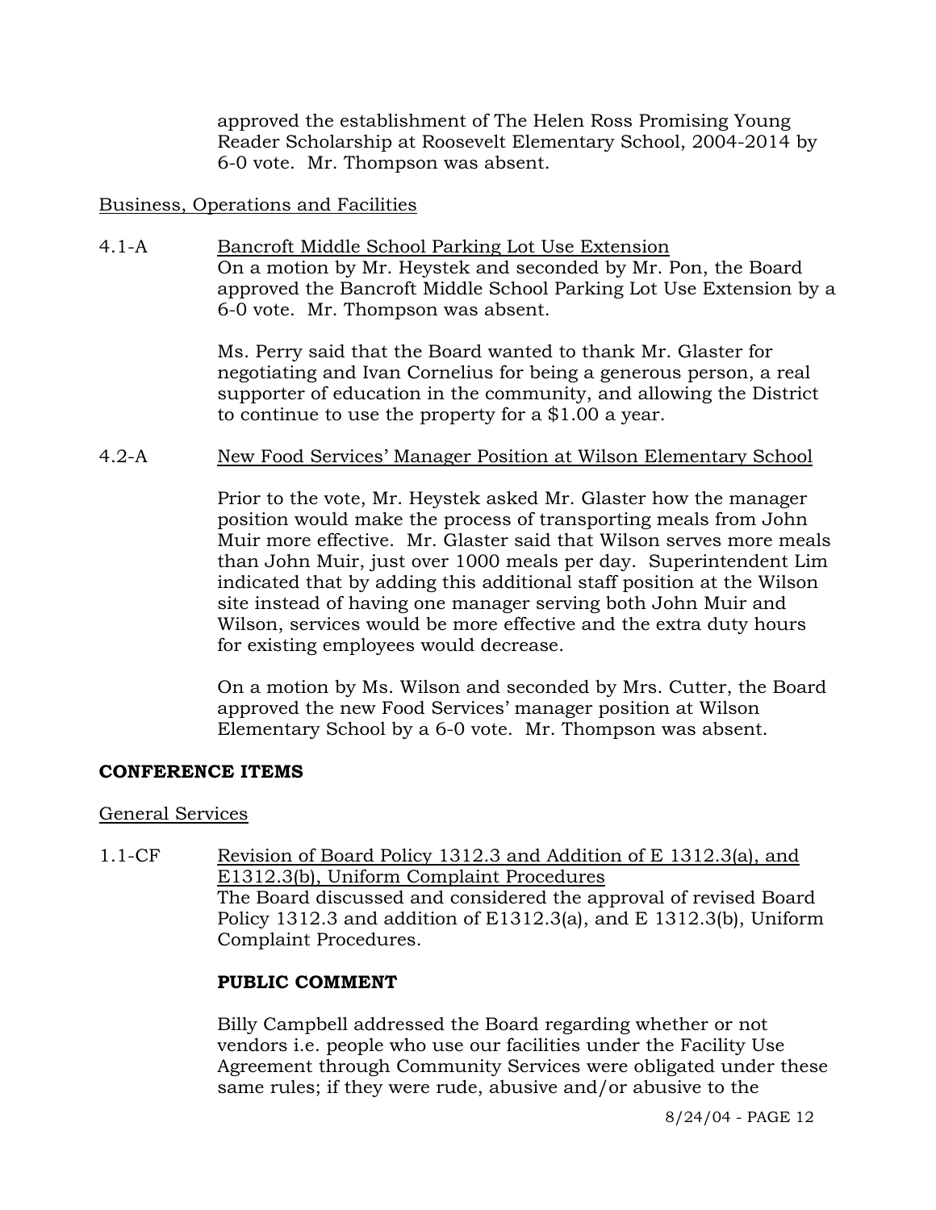approved the establishment of The Helen Ross Promising Young Reader Scholarship at Roosevelt Elementary School, 2004-2014 by 6-0 vote. Mr. Thompson was absent.

Business, Operations and Facilities

4.1-A Bancroft Middle School Parking Lot Use Extension

On a motion by Mr. Heystek and seconded by Mr. Pon, the Board approved the Bancroft Middle School Parking Lot Use Extension by a 6-0 vote. Mr. Thompson was absent.

Ms. Perry said that the Board wanted to thank Mr. Glaster for negotiating and Ivan Cornelius for being a generous person, a real supporter of education in the community, and allowing the District to continue to use the property for a $1.00 a year.

4.2-A New Food Services' Manager Position at Wilson Elementary School

Prior to the vote, Mr. Heystek asked Mr. Glaster how the manager position would make the process of transporting meals from John Muir more effective. Mr. Glaster said that Wilson serves more meals than John Muir, just over 1000 meals per day. Superintendent Lim indicated that by adding this additional staff position at the Wilson site instead of having one manager serving both John Muir and Wilson, services would be more effective and the extra duty hours for existing employees would decrease.

On a motion by Ms. Wilson and seconded by Mrs. Cutter, the Board approved the new Food Services' manager position at Wilson Elementary School by a 6-0 vote. Mr. Thompson was absent.

**CONFERENCE ITEMS**

General Services

1.1-CF Revision of Board Policy 1312.3 and Addition of E 1312.3(a), and E1312.3(b), Uniform Complaint Procedures

The Board discussed and considered the approval of revised Board Policy 1312.3 and addition of E1312.3(a), and E 1312.3(b), Uniform Complaint Procedures.

**PUBLIC COMMENT**

Billy Campbell addressed the Board regarding whether or not vendors i.e. people who use our facilities under the Facility Use Agreement through Community Services were obligated under these same rules; if they were rude, abusive and/or abusive to the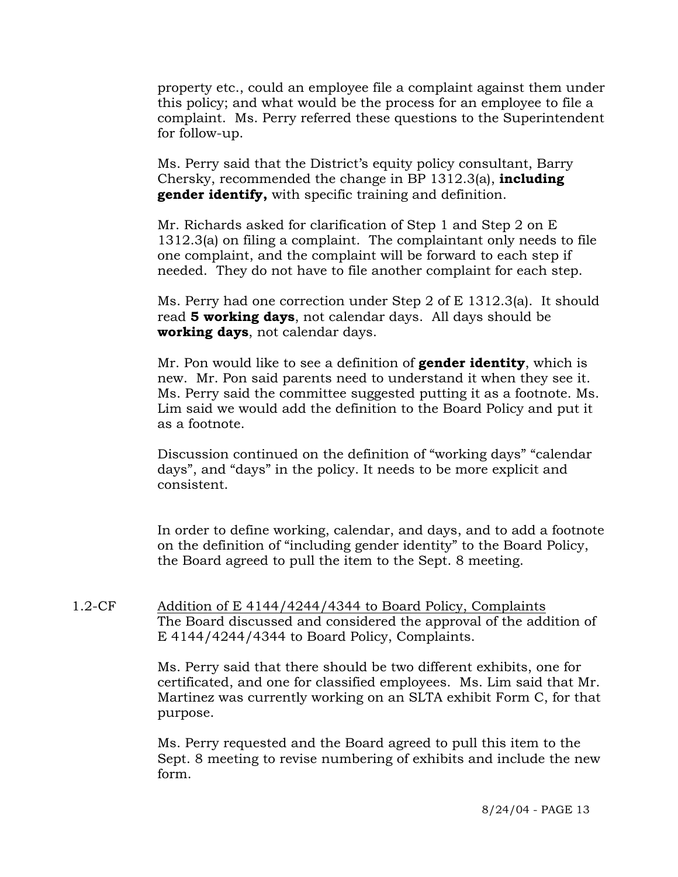property etc., could an employee file a complaint against them under this policy; and what would be the process for an employee to file a complaint. Ms. Perry referred these questions to the Superintendent for follow-up.

Ms. Perry said that the District's equity policy consultant, Barry Chersky, recommended the change in BP 1312.3(a), **including gender identify,** with specific training and definition.

Mr. Richards asked for clarification of Step 1 and Step 2 on E 1312.3(a) on filing a complaint. The complaintant only needs to file one complaint, and the complaint will be forward to each step if needed. They do not have to file another complaint for each step.

Ms. Perry had one correction under Step 2 of E 1312.3(a). It should read **5 working days**, not calendar days. All days should be **working days**, not calendar days.

Mr. Pon would like to see a definition of **gender identity**, which is new. Mr. Pon said parents need to understand it when they see it. Ms. Perry said the committee suggested putting it as a footnote. Ms. Lim said we would add the definition to the Board Policy and put it as a footnote.

Discussion continued on the definition of "working days" "calendar days", and "days" in the policy. It needs to be more explicit and consistent.

In order to define working, calendar, and days, and to add a footnote on the definition of "including gender identity" to the Board Policy, the Board agreed to pull the item to the Sept. 8 meeting.

1.2-CF Addition of E 4144/4244/4344 to Board Policy, Complaints

The Board discussed and considered the approval of the addition of E 4144/4244/4344 to Board Policy, Complaints.

Ms. Perry said that there should be two different exhibits, one for certificated, and one for classified employees. Ms. Lim said that Mr. Martinez was currently working on an SLTA exhibit Form C, for that purpose.

Ms. Perry requested and the Board agreed to pull this item to the Sept. 8 meeting to revise numbering of exhibits and include the new form.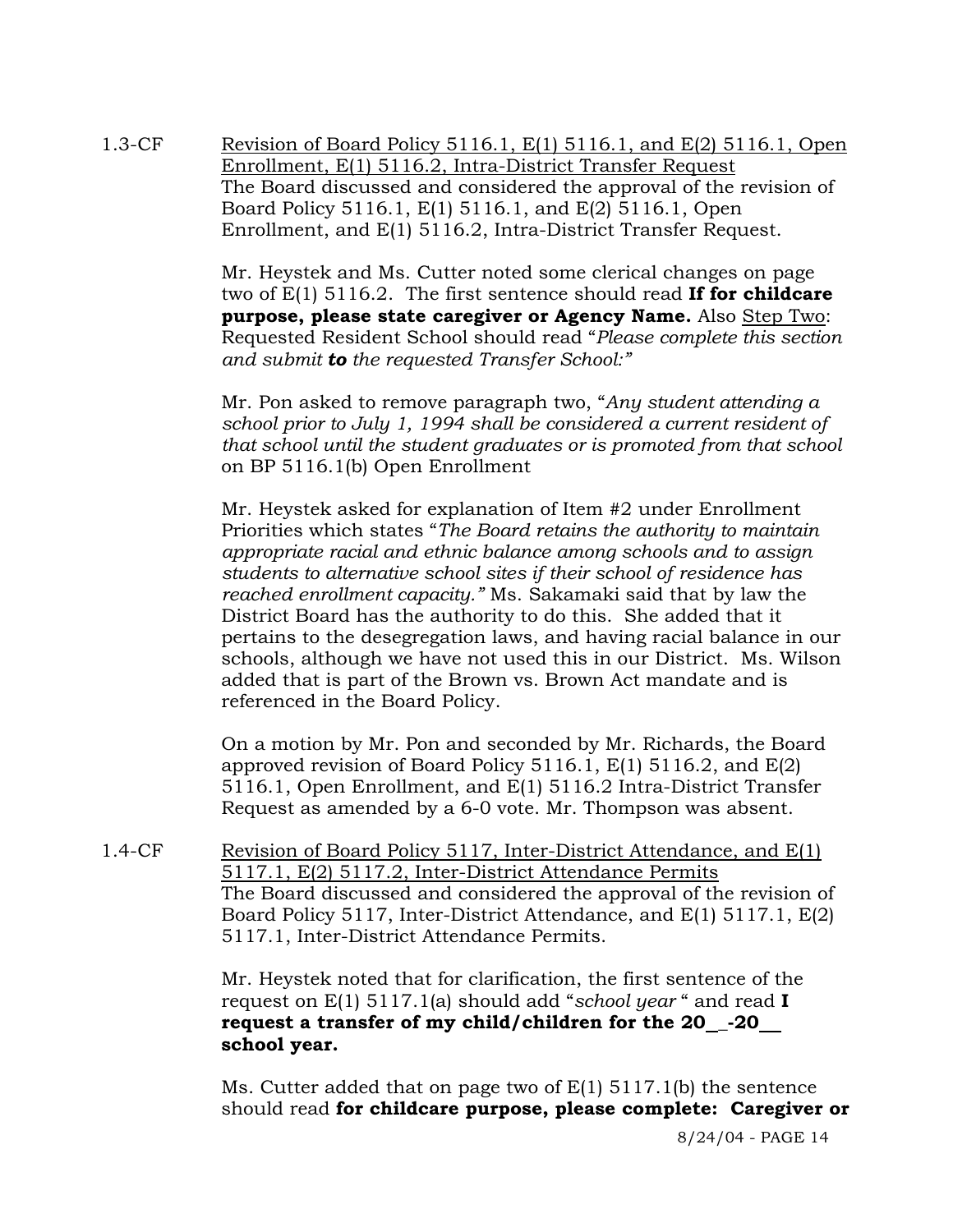1.3-CF Revision of Board Policy 5116.1, E(1) 5116.1, and E(2) 5116.1, Open Enrollment, E(1) 5116.2, Intra-District Transfer Request

The Board discussed and considered the approval of the revision of Board Policy 5116.1, E(1) 5116.1, and E(2) 5116.1, Open Enrollment, and E(1) 5116.2, Intra-District Transfer Request.

Mr. Heystek and Ms. Cutter noted some clerical changes on page two of E(1) 5116.2. The first sentence should read **If for childcare purpose, please state caregiver or Agency Name.** Also Step Two: Requested Resident School should read "*Please complete this section and submit **to** the requested Transfer School:"*

Mr. Pon asked to remove paragraph two, "*Any student attending a school prior to July 1, 1994 shall be considered a current resident of that school until the student graduates or is promoted from that school* on BP 5116.1(b) Open Enrollment

Mr. Heystek asked for explanation of Item #2 under Enrollment Priorities which states "*The Board retains the authority to maintain appropriate racial and ethnic balance among schools and to assign students to alternative school sites if their school of residence has reached enrollment capacity."* Ms. Sakamaki said that by law the District Board has the authority to do this. She added that it pertains to the desegregation laws, and having racial balance in our schools, although we have not used this in our District. Ms. Wilson added that is part of the Brown vs. Brown Act mandate and is referenced in the Board Policy.

On a motion by Mr. Pon and seconded by Mr. Richards, the Board approved revision of Board Policy 5116.1, E(1) 5116.2, and E(2) 5116.1, Open Enrollment, and E(1) 5116.2 Intra-District Transfer Request as amended by a 6-0 vote. Mr. Thompson was absent.

1.4-CF Revision of Board Policy 5117, Inter-District Attendance, and E(1) 5117.1, E(2) 5117.2, Inter-District Attendance Permits

The Board discussed and considered the approval of the revision of Board Policy 5117, Inter-District Attendance, and E(1) 5117.1, E(2) 5117.1, Inter-District Attendance Permits.

Mr. Heystek noted that for clarification, the first sentence of the request on E(1) 5117.1(a) should add "*school year* " and read **I request a transfer of my child/children for the 20__-20__ school year.**

Ms. Cutter added that on page two of E(1) 5117.1(b) the sentence should read **for childcare purpose, please complete: Caregiver or**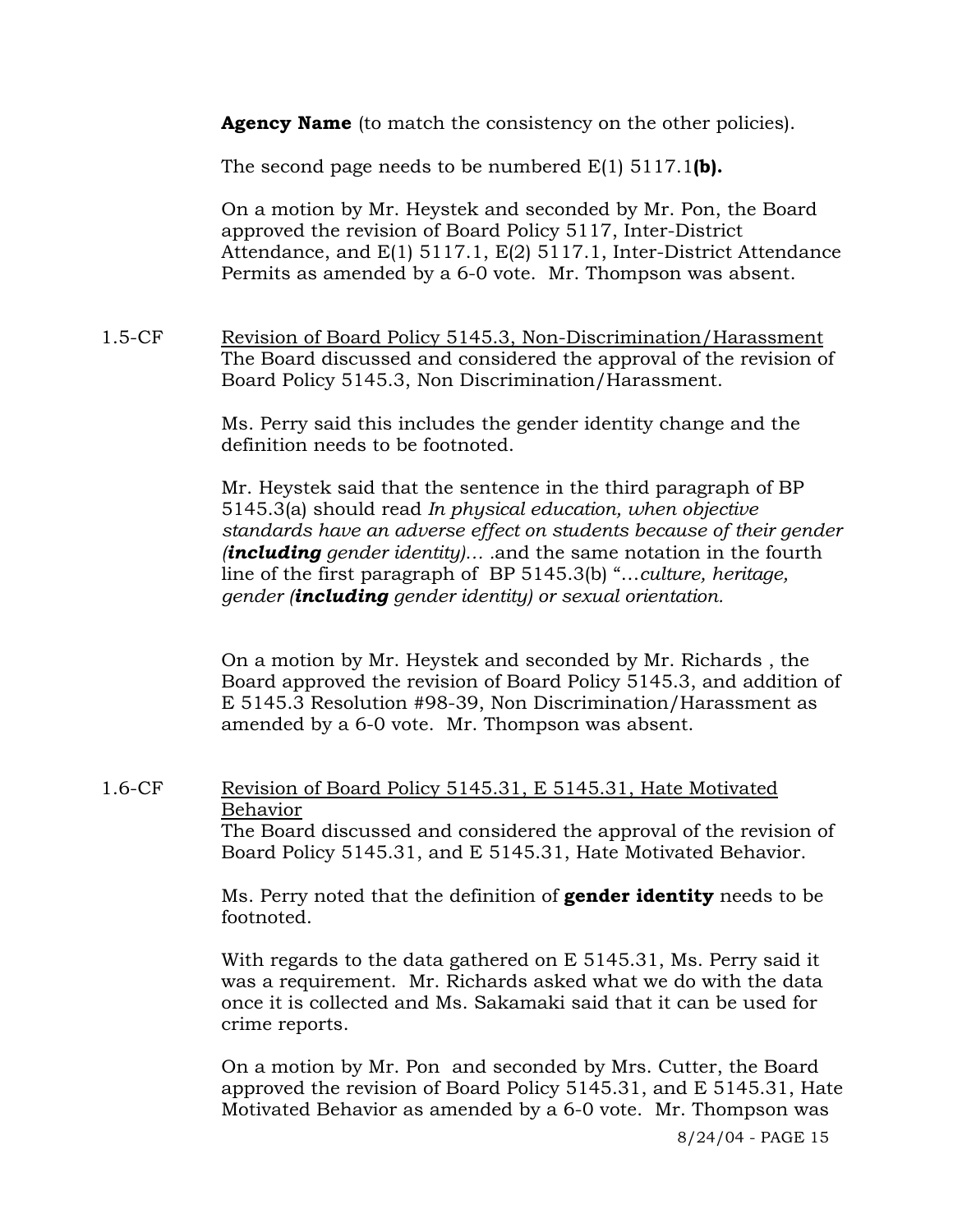**Agency Name** (to match the consistency on the other policies).

The second page needs to be numbered E(1) 5117.1**(b).**

On a motion by Mr. Heystek and seconded by Mr. Pon, the Board approved the revision of Board Policy 5117, Inter-District Attendance, and E(1) 5117.1, E(2) 5117.1, Inter-District Attendance Permits as amended by a 6-0 vote. Mr. Thompson was absent.

1.5-CF <u>Revision of Board Policy 5145.3, Non-Discrimination/Harassment</u>
The Board discussed and considered the approval of the revision of Board Policy 5145.3, Non Discrimination/Harassment.

Ms. Perry said this includes the gender identity change and the definition needs to be footnoted.

Mr. Heystek said that the sentence in the third paragraph of BP 5145.3(a) should read *In physical education, when objective standards have an adverse effect on students because of their gender (**including** gender identity)…* .and the same notation in the fourth line of the first paragraph of BP 5145.3(b) "…*culture, heritage, gender (**including** gender identity) or sexual orientation.*

On a motion by Mr. Heystek and seconded by Mr. Richards , the Board approved the revision of Board Policy 5145.3, and addition of E 5145.3 Resolution #98-39, Non Discrimination/Harassment as amended by a 6-0 vote. Mr. Thompson was absent.

1.6-CF <u>Revision of Board Policy 5145.31, E 5145.31, Hate Motivated Behavior</u>
The Board discussed and considered the approval of the revision of Board Policy 5145.31, and E 5145.31, Hate Motivated Behavior.

Ms. Perry noted that the definition of **gender identity** needs to be footnoted.

With regards to the data gathered on E 5145.31, Ms. Perry said it was a requirement. Mr. Richards asked what we do with the data once it is collected and Ms. Sakamaki said that it can be used for crime reports.

On a motion by Mr. Pon and seconded by Mrs. Cutter, the Board approved the revision of Board Policy 5145.31, and E 5145.31, Hate Motivated Behavior as amended by a 6-0 vote. Mr. Thompson was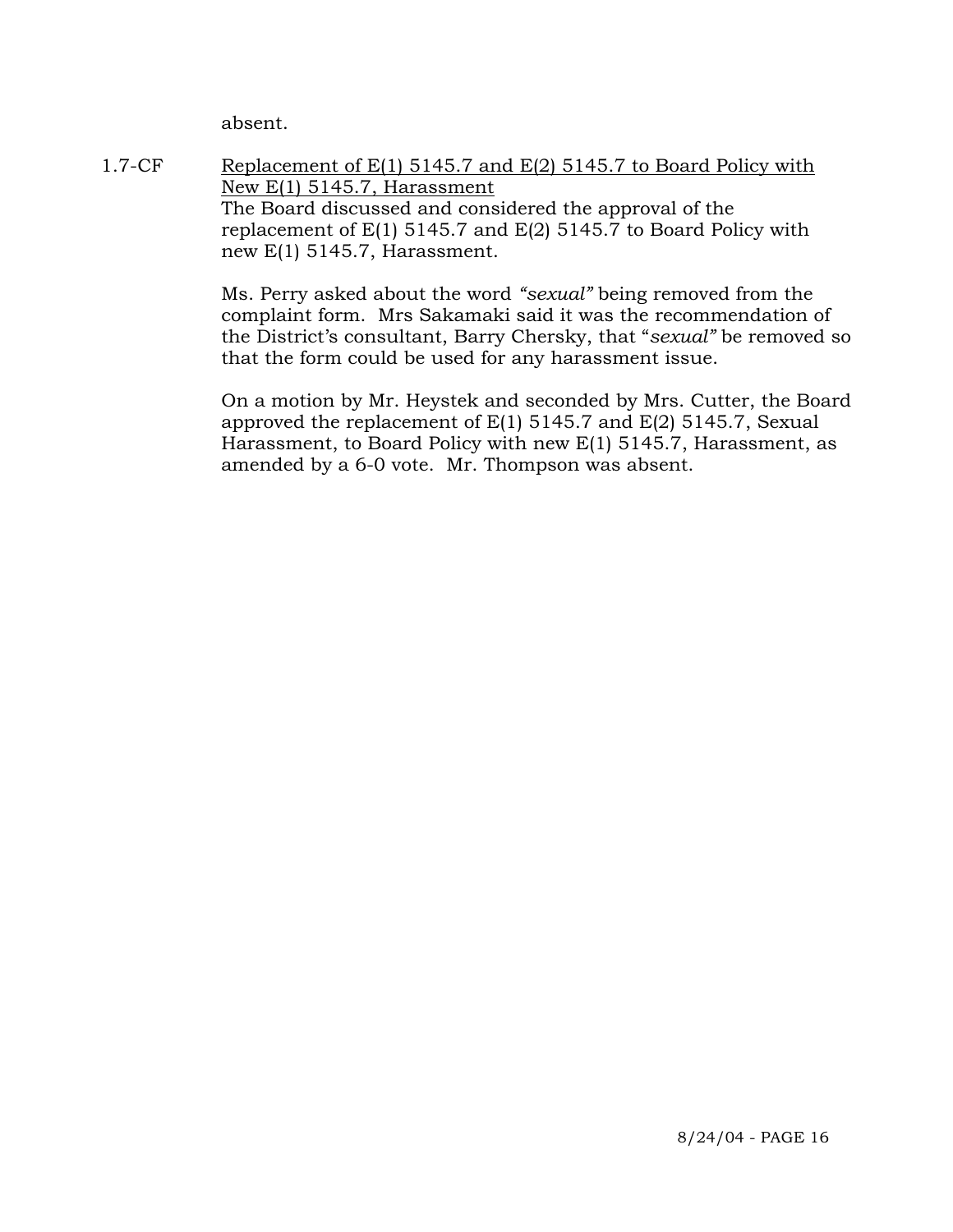absent.

1.7-CF <u>Replacement of E(1) 5145.7 and E(2) 5145.7 to Board Policy with New E(1) 5145.7, Harassment</u>

The Board discussed and considered the approval of the replacement of E(1) 5145.7 and E(2) 5145.7 to Board Policy with new E(1) 5145.7, Harassment.

Ms. Perry asked about the word *"sexual"* being removed from the complaint form. Mrs Sakamaki said it was the recommendation of the District's consultant, Barry Chersky, that "*sexual"* be removed so that the form could be used for any harassment issue.

On a motion by Mr. Heystek and seconded by Mrs. Cutter, the Board approved the replacement of E(1) 5145.7 and E(2) 5145.7, Sexual Harassment, to Board Policy with new E(1) 5145.7, Harassment, as amended by a 6-0 vote. Mr. Thompson was absent.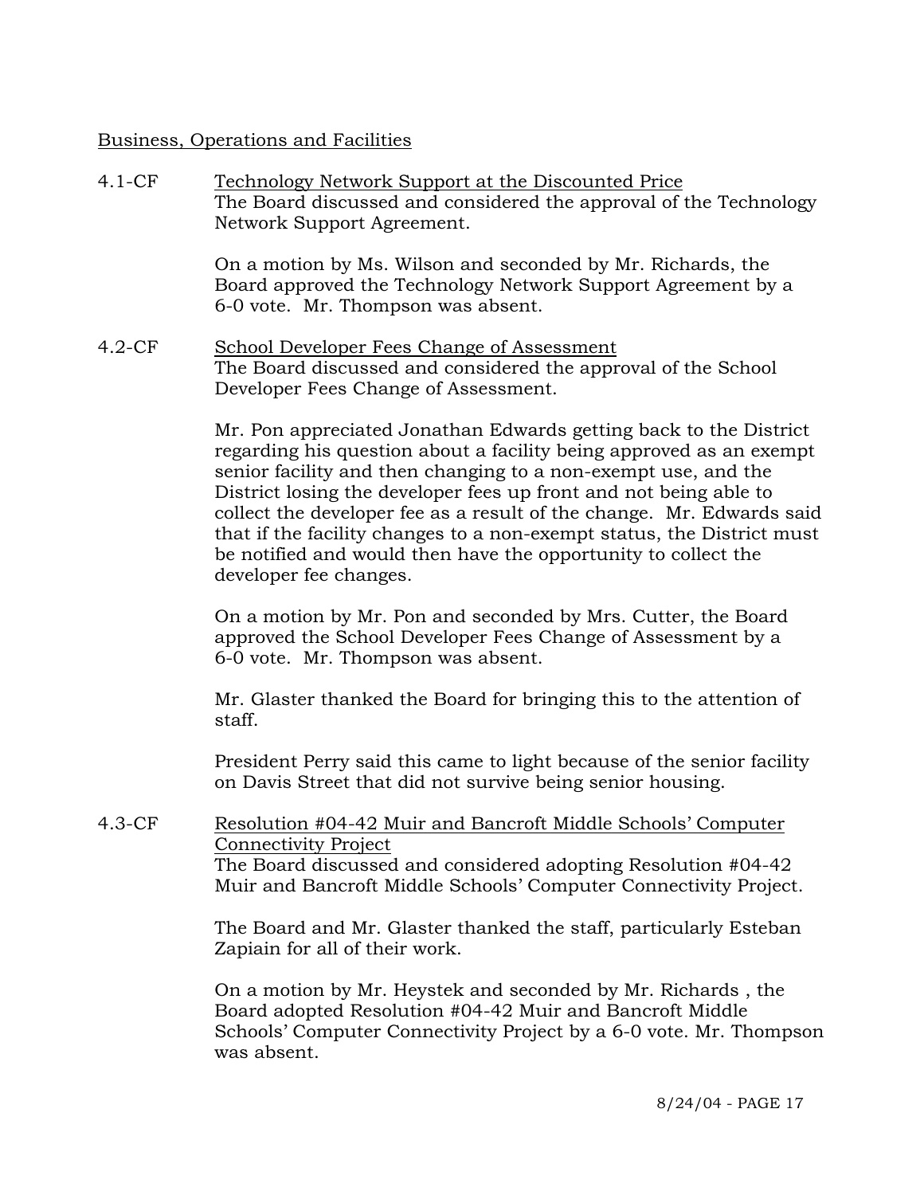Business, Operations and Facilities

4.1-CF **Technology Network Support at the Discounted Price**

The Board discussed and considered the approval of the Technology Network Support Agreement.

On a motion by Ms. Wilson and seconded by Mr. Richards, the Board approved the Technology Network Support Agreement by a 6-0 vote. Mr. Thompson was absent.

4.2-CF **School Developer Fees Change of Assessment**

The Board discussed and considered the approval of the School Developer Fees Change of Assessment.

Mr. Pon appreciated Jonathan Edwards getting back to the District regarding his question about a facility being approved as an exempt senior facility and then changing to a non-exempt use, and the District losing the developer fees up front and not being able to collect the developer fee as a result of the change. Mr. Edwards said that if the facility changes to a non-exempt status, the District must be notified and would then have the opportunity to collect the developer fee changes.

On a motion by Mr. Pon and seconded by Mrs. Cutter, the Board approved the School Developer Fees Change of Assessment by a 6-0 vote. Mr. Thompson was absent.

Mr. Glaster thanked the Board for bringing this to the attention of staff.

President Perry said this came to light because of the senior facility on Davis Street that did not survive being senior housing.

4.3-CF **Resolution #04-42 Muir and Bancroft Middle Schools' Computer Connectivity Project**

The Board discussed and considered adopting Resolution #04-42 Muir and Bancroft Middle Schools' Computer Connectivity Project.

The Board and Mr. Glaster thanked the staff, particularly Esteban Zapiain for all of their work.

On a motion by Mr. Heystek and seconded by Mr. Richards , the Board adopted Resolution #04-42 Muir and Bancroft Middle Schools' Computer Connectivity Project by a 6-0 vote. Mr. Thompson was absent.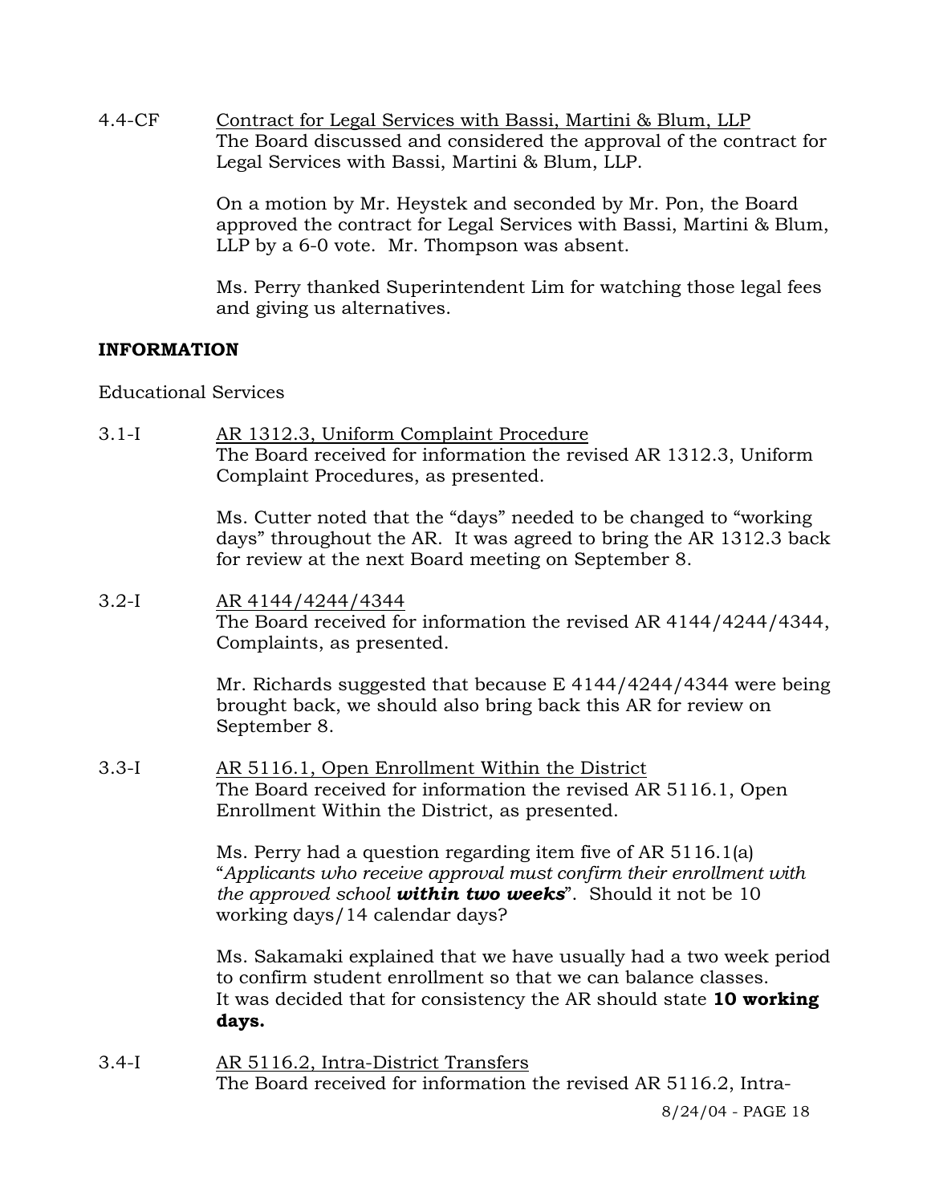4.4-CF Contract for Legal Services with Bassi, Martini & Blum, LLP

The Board discussed and considered the approval of the contract for Legal Services with Bassi, Martini & Blum, LLP.

On a motion by Mr. Heystek and seconded by Mr. Pon, the Board approved the contract for Legal Services with Bassi, Martini & Blum, LLP by a 6-0 vote. Mr. Thompson was absent.

Ms. Perry thanked Superintendent Lim for watching those legal fees and giving us alternatives.

**INFORMATION**

Educational Services

3.1-I AR 1312.3, Uniform Complaint Procedure

The Board received for information the revised AR 1312.3, Uniform Complaint Procedures, as presented.

Ms. Cutter noted that the "days" needed to be changed to "working days" throughout the AR. It was agreed to bring the AR 1312.3 back for review at the next Board meeting on September 8.

3.2-I AR 4144/4244/4344

The Board received for information the revised AR 4144/4244/4344, Complaints, as presented.

Mr. Richards suggested that because E 4144/4244/4344 were being brought back, we should also bring back this AR for review on September 8.

3.3-I AR 5116.1, Open Enrollment Within the District

The Board received for information the revised AR 5116.1, Open Enrollment Within the District, as presented.

Ms. Perry had a question regarding item five of AR 5116.1(a) "*Applicants who receive approval must confirm their enrollment with the approved school **within two weeks***". Should it not be 10 working days/14 calendar days?

Ms. Sakamaki explained that we have usually had a two week period to confirm student enrollment so that we can balance classes. It was decided that for consistency the AR should state **10 working days.**

3.4-I AR 5116.2, Intra-District Transfers

The Board received for information the revised AR 5116.2, Intra-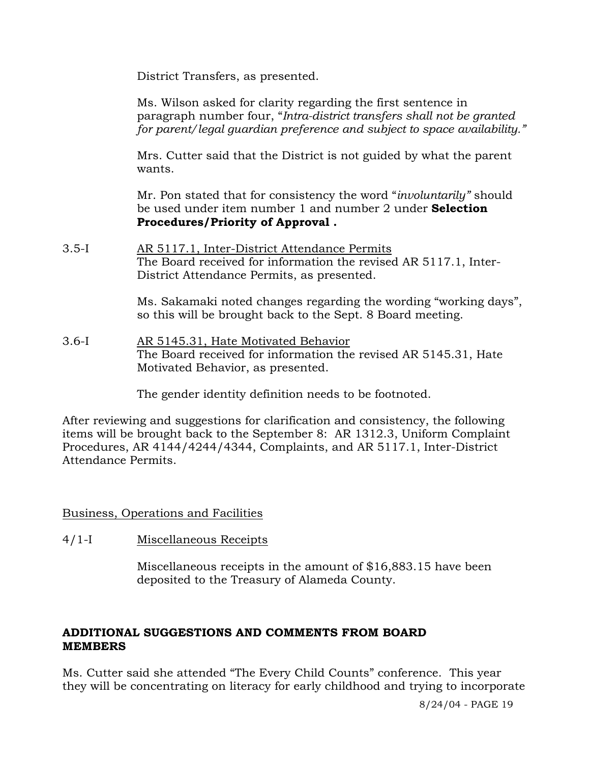District Transfers, as presented.

Ms. Wilson asked for clarity regarding the first sentence in paragraph number four, "*Intra-district transfers shall not be granted for parent/legal guardian preference and subject to space availability."*

Mrs. Cutter said that the District is not guided by what the parent wants.

Mr. Pon stated that for consistency the word "*involuntarily"* should be used under item number 1 and number 2 under **Selection Procedures/Priority of Approval .**

3.5-I AR 5117.1, Inter-District Attendance Permits
The Board received for information the revised AR 5117.1, Inter-District Attendance Permits, as presented.

Ms. Sakamaki noted changes regarding the wording "working days", so this will be brought back to the Sept. 8 Board meeting.

3.6-I AR 5145.31, Hate Motivated Behavior
The Board received for information the revised AR 5145.31, Hate Motivated Behavior, as presented.

The gender identity definition needs to be footnoted.

After reviewing and suggestions for clarification and consistency, the following items will be brought back to the September 8: AR 1312.3, Uniform Complaint Procedures, AR 4144/4244/4344, Complaints, and AR 5117.1, Inter-District Attendance Permits.

Business, Operations and Facilities

4/1-I Miscellaneous Receipts

Miscellaneous receipts in the amount of $16,883.15 have been deposited to the Treasury of Alameda County.

**ADDITIONAL SUGGESTIONS AND COMMENTS FROM BOARD MEMBERS**

Ms. Cutter said she attended "The Every Child Counts" conference. This year they will be concentrating on literacy for early childhood and trying to incorporate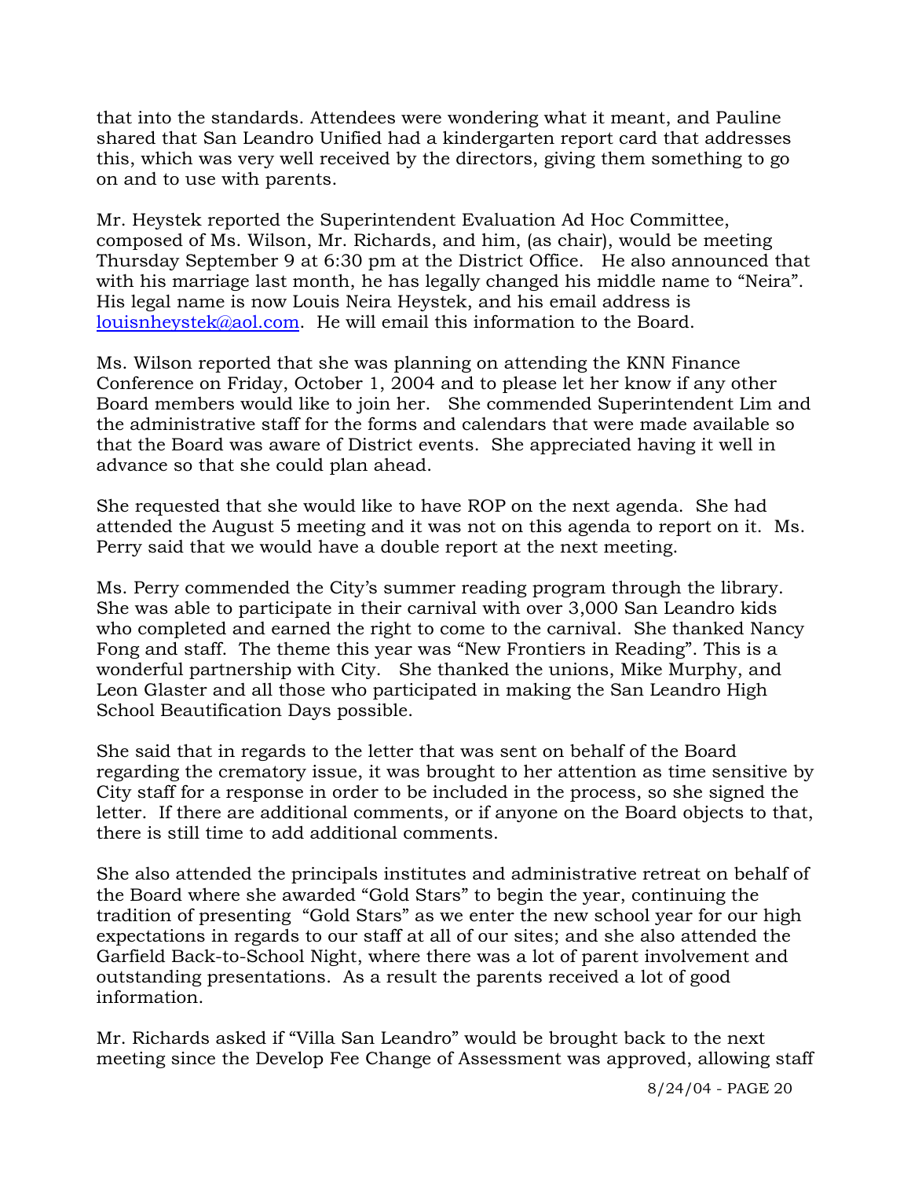that into the standards. Attendees were wondering what it meant, and Pauline shared that San Leandro Unified had a kindergarten report card that addresses this, which was very well received by the directors, giving them something to go on and to use with parents.

Mr. Heystek reported the Superintendent Evaluation Ad Hoc Committee, composed of Ms. Wilson, Mr. Richards, and him, (as chair), would be meeting Thursday September 9 at 6:30 pm at the District Office. He also announced that with his marriage last month, he has legally changed his middle name to "Neira". His legal name is now Louis Neira Heystek, and his email address is louisnheystek@aol.com. He will email this information to the Board.

Ms. Wilson reported that she was planning on attending the KNN Finance Conference on Friday, October 1, 2004 and to please let her know if any other Board members would like to join her. She commended Superintendent Lim and the administrative staff for the forms and calendars that were made available so that the Board was aware of District events. She appreciated having it well in advance so that she could plan ahead.

She requested that she would like to have ROP on the next agenda. She had attended the August 5 meeting and it was not on this agenda to report on it. Ms. Perry said that we would have a double report at the next meeting.

Ms. Perry commended the City's summer reading program through the library. She was able to participate in their carnival with over 3,000 San Leandro kids who completed and earned the right to come to the carnival. She thanked Nancy Fong and staff. The theme this year was "New Frontiers in Reading". This is a wonderful partnership with City. She thanked the unions, Mike Murphy, and Leon Glaster and all those who participated in making the San Leandro High School Beautification Days possible.

She said that in regards to the letter that was sent on behalf of the Board regarding the crematory issue, it was brought to her attention as time sensitive by City staff for a response in order to be included in the process, so she signed the letter. If there are additional comments, or if anyone on the Board objects to that, there is still time to add additional comments.

She also attended the principals institutes and administrative retreat on behalf of the Board where she awarded "Gold Stars" to begin the year, continuing the tradition of presenting "Gold Stars" as we enter the new school year for our high expectations in regards to our staff at all of our sites; and she also attended the Garfield Back-to-School Night, where there was a lot of parent involvement and outstanding presentations. As a result the parents received a lot of good information.

Mr. Richards asked if "Villa San Leandro" would be brought back to the next meeting since the Develop Fee Change of Assessment was approved, allowing staff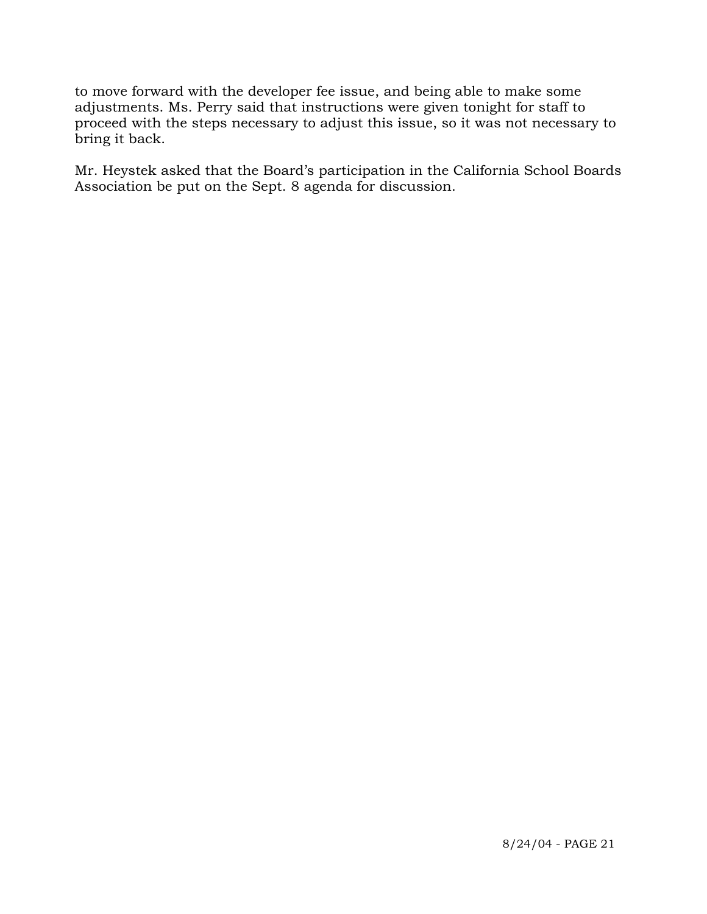to move forward with the developer fee issue, and being able to make some adjustments. Ms. Perry said that instructions were given tonight for staff to proceed with the steps necessary to adjust this issue, so it was not necessary to bring it back.

Mr. Heystek asked that the Board's participation in the California School Boards Association be put on the Sept. 8 agenda for discussion.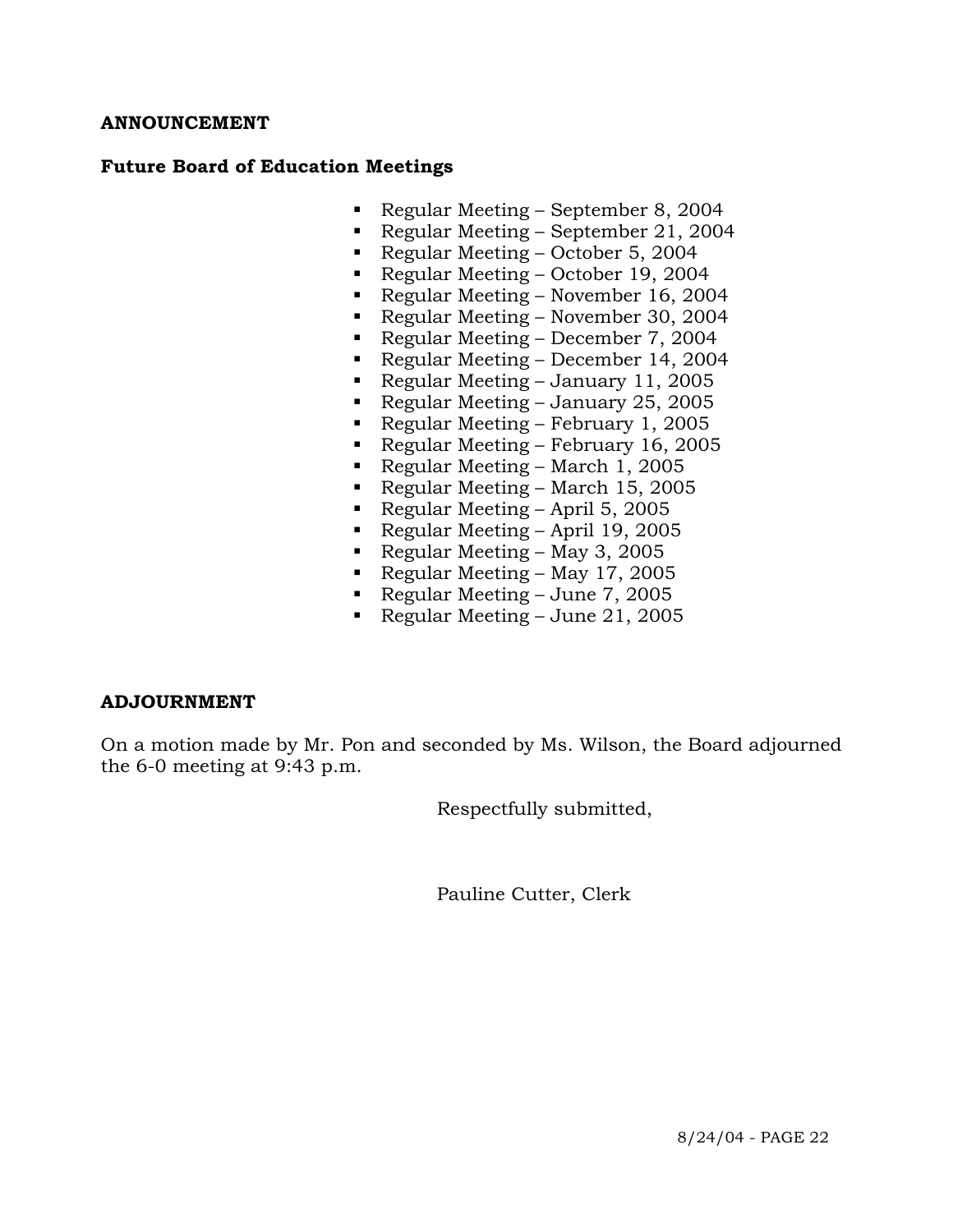**ANNOUNCEMENT**

**Future Board of Education Meetings**

- Regular Meeting – September 8, 2004
- Regular Meeting – September 21, 2004
- Regular Meeting – October 5, 2004
- Regular Meeting – October 19, 2004
- Regular Meeting – November 16, 2004
- Regular Meeting – November 30, 2004
- Regular Meeting – December 7, 2004
- Regular Meeting – December 14, 2004
- Regular Meeting – January 11, 2005
- Regular Meeting – January 25, 2005
- Regular Meeting – February 1, 2005
- Regular Meeting – February 16, 2005
- Regular Meeting – March 1, 2005
- Regular Meeting – March 15, 2005
- Regular Meeting – April 5, 2005
- Regular Meeting – April 19, 2005
- Regular Meeting – May 3, 2005
- Regular Meeting – May 17, 2005
- Regular Meeting – June 7, 2005
- Regular Meeting – June 21, 2005

**ADJOURNMENT**

On a motion made by Mr. Pon and seconded by Ms. Wilson, the Board adjourned the 6-0 meeting at 9:43 p.m.

Respectfully submitted,

Pauline Cutter, Clerk